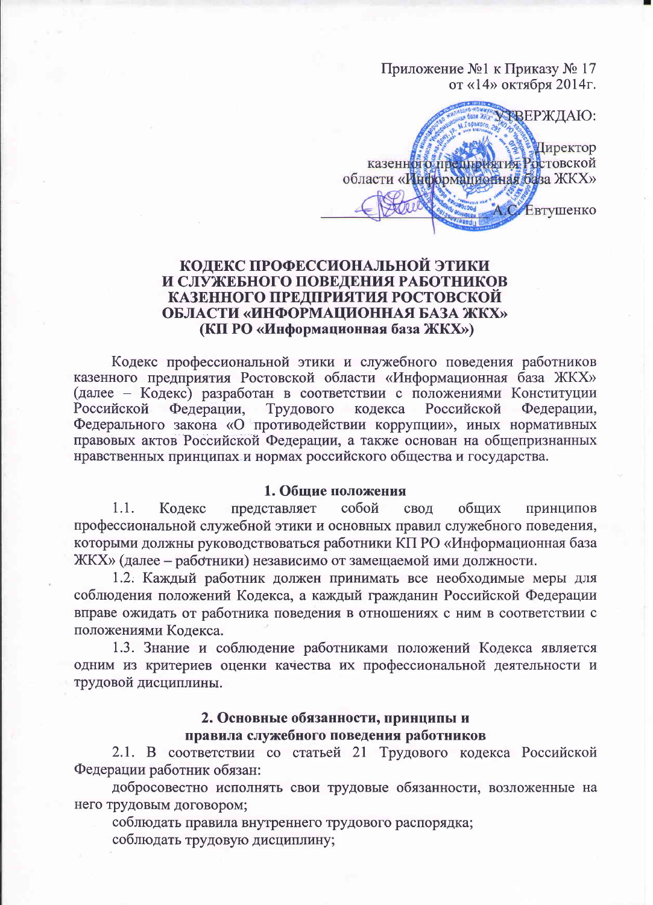Приложение №1 к Приказу № 17
от «14» октября 2014г.

УТВЕРЖДАЮ:

Директор
казенного предприятия Ростовской
области «Информационная база ЖКХ»

_______________ А.С. Евтушенко

# КОДЕКС ПРОФЕССИОНАЛЬНОЙ ЭТИКИ И СЛУЖЕБНОГО ПОВЕДЕНИЯ РАБОТНИКОВ КАЗЕННОГО ПРЕДПРИЯТИЯ РОСТОВСКОЙ ОБЛАСТИ «ИНФОРМАЦИОННАЯ БАЗА ЖКХ» (КП РО «Информационная база ЖКХ»)

Кодекс профессиональной этики и служебного поведения работников казенного предприятия Ростовской области «Информационная база ЖКХ» (далее – Кодекс) разработан в соответствии с положениями Конституции Российской Федерации, Трудового кодекса Российской Федерации, Федерального закона «О противодействии коррупции», иных нормативных правовых актов Российской Федерации, а также основан на общепризнанных нравственных принципах и нормах российского общества и государства.

## 1. Общие положения

1.1. Кодекс представляет собой свод общих принципов профессиональной служебной этики и основных правил служебного поведения, которыми должны руководствоваться работники КП РО «Информационная база ЖКХ» (далее – работники) независимо от замещаемой ими должности.

1.2. Каждый работник должен принимать все необходимые меры для соблюдения положений Кодекса, а каждый гражданин Российской Федерации вправе ожидать от работника поведения в отношениях с ним в соответствии с положениями Кодекса.

1.3. Знание и соблюдение работниками положений Кодекса является одним из критериев оценки качества их профессиональной деятельности и трудовой дисциплины.

## 2. Основные обязанности, принципы и правила служебного поведения работников

2.1. В соответствии со статьей 21 Трудового кодекса Российской Федерации работник обязан:

добросовестно исполнять свои трудовые обязанности, возложенные на него трудовым договором;

соблюдать правила внутреннего трудового распорядка;

соблюдать трудовую дисциплину;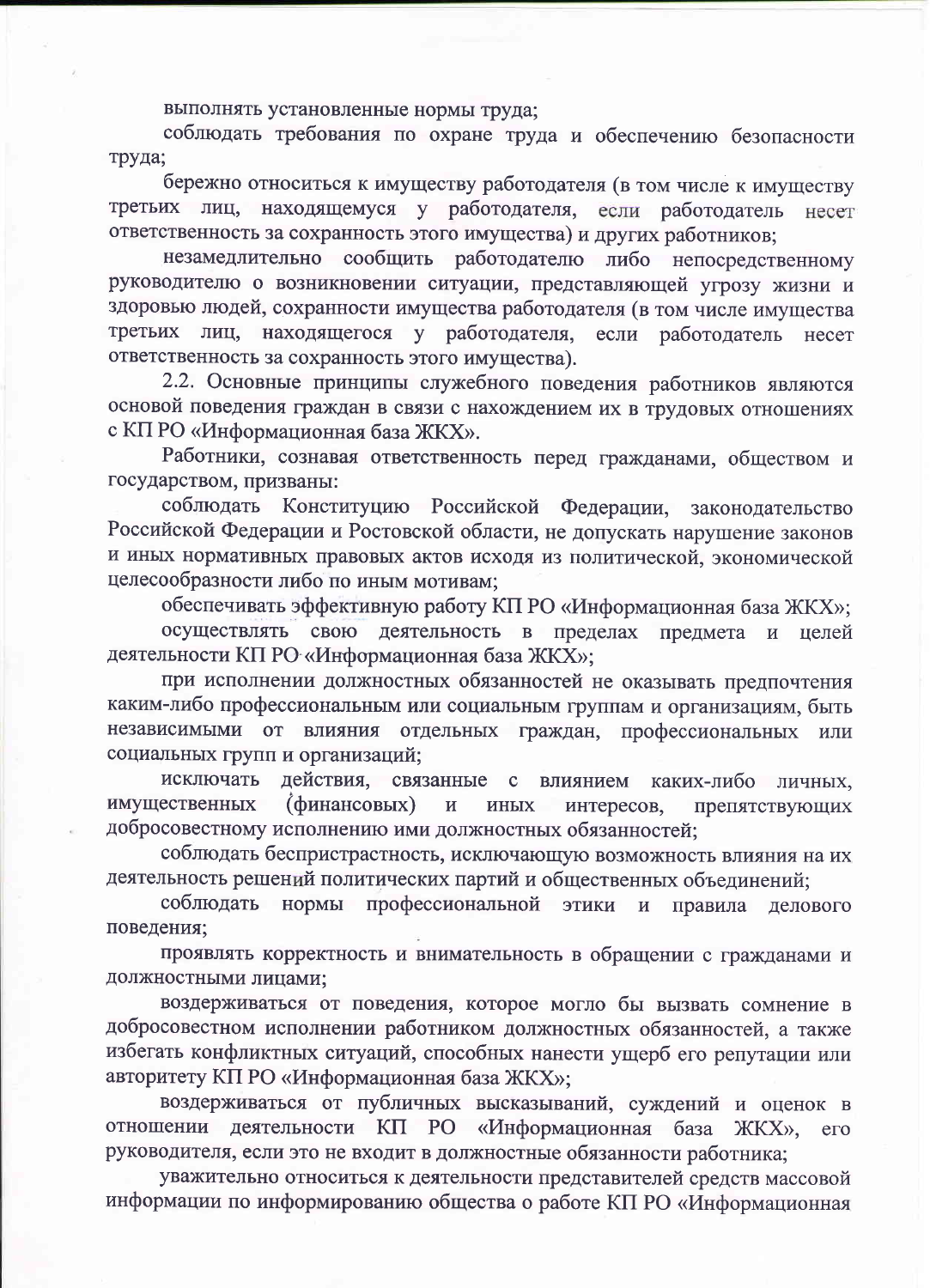выполнять установленные нормы труда;

соблюдать требования по охране труда и обеспечению безопасности труда;

бережно относиться к имуществу работодателя (в том числе к имуществу третьих лиц, находящемуся у работодателя, если работодатель несет ответственность за сохранность этого имущества) и других работников;

незамедлительно сообщить работодателю либо непосредственному руководителю о возникновении ситуации, представляющей угрозу жизни и здоровью людей, сохранности имущества работодателя (в том числе имущества третьих лиц, находящегося у работодателя, если работодатель несет ответственность за сохранность этого имущества).

2.2. Основные принципы служебного поведения работников являются основой поведения граждан в связи с нахождением их в трудовых отношениях с КП РО «Информационная база ЖКХ».

Работники, сознавая ответственность перед гражданами, обществом и государством, призваны:

соблюдать Конституцию Российской Федерации, законодательство Российской Федерации и Ростовской области, не допускать нарушение законов и иных нормативных правовых актов исходя из политической, экономической целесообразности либо по иным мотивам;

обеспечивать эффективную работу КП РО «Информационная база ЖКХ»;

осуществлять свою деятельность в пределах предмета и целей деятельности КП РО «Информационная база ЖКХ»;

при исполнении должностных обязанностей не оказывать предпочтения каким-либо профессиональным или социальным группам и организациям, быть независимыми от влияния отдельных граждан, профессиональных или социальных групп и организаций;

исключать действия, связанные с влиянием каких-либо личных, имущественных (финансовых) и иных интересов, препятствующих добросовестному исполнению ими должностных обязанностей;

соблюдать беспристрастность, исключающую возможность влияния на их деятельность решений политических партий и общественных объединений;

соблюдать нормы профессиональной этики и правила делового поведения;

проявлять корректность и внимательность в обращении с гражданами и должностными лицами;

воздерживаться от поведения, которое могло бы вызвать сомнение в добросовестном исполнении работником должностных обязанностей, а также избегать конфликтных ситуаций, способных нанести ущерб его репутации или авторитету КП РО «Информационная база ЖКХ»;

воздерживаться от публичных высказываний, суждений и оценок в отношении деятельности КП РО «Информационная база ЖКХ», его руководителя, если это не входит в должностные обязанности работника;

уважительно относиться к деятельности представителей средств массовой информации по информированию общества о работе КП РО «Информационная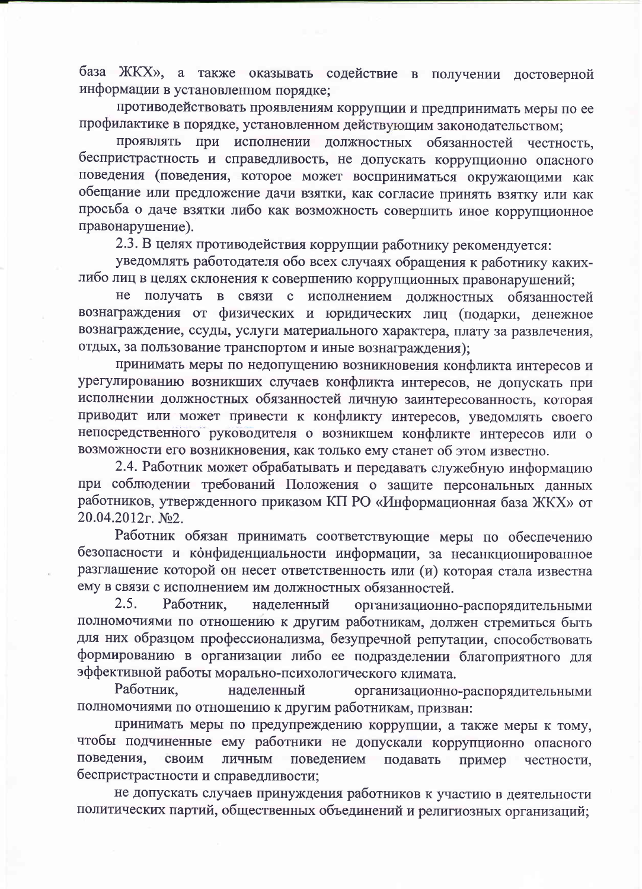база ЖКХ», а также оказывать содействие в получении достоверной информации в установленном порядке;

противодействовать проявлениям коррупции и предпринимать меры по ее профилактике в порядке, установленном действующим законодательством;

проявлять при исполнении должностных обязанностей честность, беспристрастность и справедливость, не допускать коррупционно опасного поведения (поведения, которое может восприниматься окружающими как обещание или предложение дачи взятки, как согласие принять взятку или как просьба о даче взятки либо как возможность совершить иное коррупционное правонарушение).

2.3. В целях противодействия коррупции работнику рекомендуется:

уведомлять работодателя обо всех случаях обращения к работнику каких-либо лиц в целях склонения к совершению коррупционных правонарушений;

не получать в связи с исполнением должностных обязанностей вознаграждения от физических и юридических лиц (подарки, денежное вознаграждение, ссуды, услуги материального характера, плату за развлечения, отдых, за пользование транспортом и иные вознаграждения);

принимать меры по недопущению возникновения конфликта интересов и урегулированию возникших случаев конфликта интересов, не допускать при исполнении должностных обязанностей личную заинтересованность, которая приводит или может привести к конфликту интересов, уведомлять своего непосредственного руководителя о возникшем конфликте интересов или о возможности его возникновения, как только ему станет об этом известно.

2.4. Работник может обрабатывать и передавать служебную информацию при соблюдении требований Положения о защите персональных данных работников, утвержденного приказом КП РО «Информационная база ЖКХ» от 20.04.2012г. №2.

Работник обязан принимать соответствующие меры по обеспечению безопасности и конфиденциальности информации, за несанкционированное разглашение которой он несет ответственность или (и) которая стала известна ему в связи с исполнением им должностных обязанностей.

2.5. Работник, наделенный организационно-распорядительными полномочиями по отношению к другим работникам, должен стремиться быть для них образцом профессионализма, безупречной репутации, способствовать формированию в организации либо ее подразделении благоприятного для эффективной работы морально-психологического климата.

Работник, наделенный организационно-распорядительными полномочиями по отношению к другим работникам, призван:

принимать меры по предупреждению коррупции, а также меры к тому, чтобы подчиненные ему работники не допускали коррупционно опасного поведения, своим личным поведением подавать пример честности, беспристрастности и справедливости;

не допускать случаев принуждения работников к участию в деятельности политических партий, общественных объединений и религиозных организаций;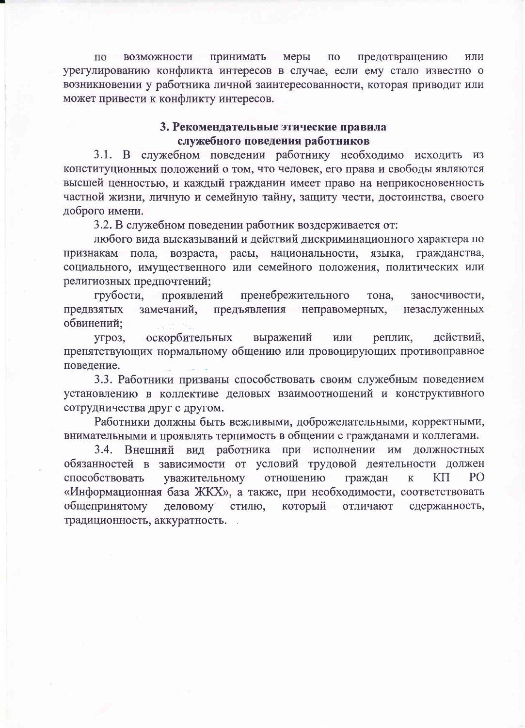по возможности принимать меры по предотвращению или урегулированию конфликта интересов в случае, если ему стало известно о возникновении у работника личной заинтересованности, которая приводит или может привести к конфликту интересов.

## 3. Рекомендательные этические правила служебного поведения работников

3.1. В служебном поведении работнику необходимо исходить из конституционных положений о том, что человек, его права и свободы являются высшей ценностью, и каждый гражданин имеет право на неприкосновенность частной жизни, личную и семейную тайну, защиту чести, достоинства, своего доброго имени.

3.2. В служебном поведении работник воздерживается от:

любого вида высказываний и действий дискриминационного характера по признакам пола, возраста, расы, национальности, языка, гражданства, социального, имущественного или семейного положения, политических или религиозных предпочтений;

грубости, проявлений пренебрежительного тона, заносчивости, предвзятых замечаний, предъявления неправомерных, незаслуженных обвинений;

угроз, оскорбительных выражений или реплик, действий, препятствующих нормальному общению или провоцирующих противоправное поведение.

3.3. Работники призваны способствовать своим служебным поведением установлению в коллективе деловых взаимоотношений и конструктивного сотрудничества друг с другом.

Работники должны быть вежливыми, доброжелательными, корректными, внимательными и проявлять терпимость в общении с гражданами и коллегами.

3.4. Внешний вид работника при исполнении им должностных обязанностей в зависимости от условий трудовой деятельности должен способствовать уважительному отношению граждан к КП РО «Информационная база ЖКХ», а также, при необходимости, соответствовать общепринятому деловому стилю, который отличают сдержанность, традиционность, аккуратность.